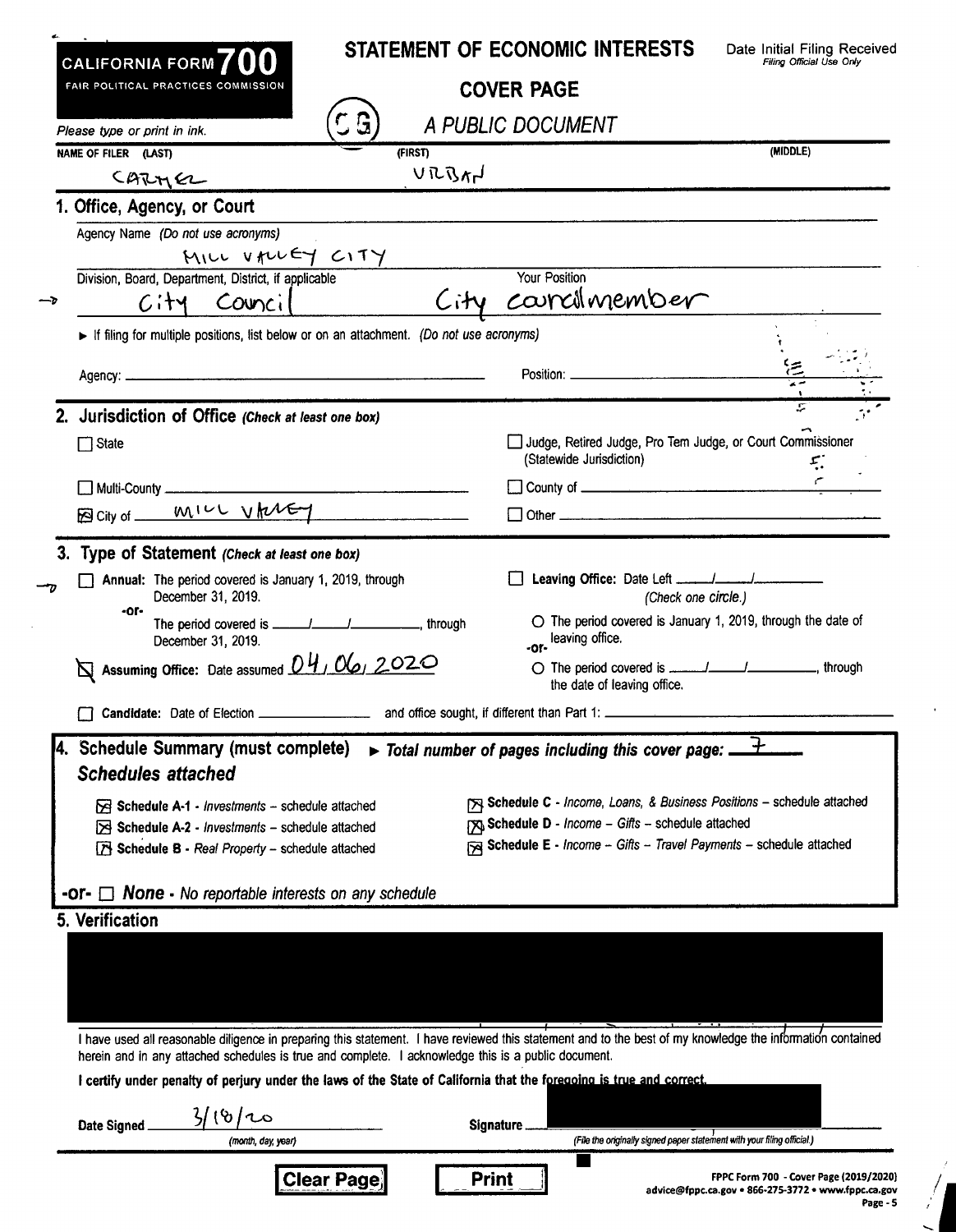**CALIFORNIA FORM 700**
FAIR POLITICAL PRACTICES COMMISSION

# STATEMENT OF ECONOMIC INTERESTS

## COVER PAGE

*A PUBLIC DOCUMENT*

Date Initial Filing Received
*Filing Official Use Only*

*Please type or print in ink.*

CG

| NAME OF FILER (LAST) | (FIRST) | (MIDDLE) |
|---|---|---|
| CARMEL | URBAN | |

### 1. Office, Agency, or Court

Agency Name *(Do not use acronyms)*

MILL VALLEY CITY

| Division, Board, Department, District, if applicable | Your Position |
|---|---|
| City Council | City councilmember |

► If filing for multiple positions, list below or on an attachment. *(Do not use acronyms)*

Agency: ______________________ Position: ______________________

### 2. Jurisdiction of Office *(Check at least one box)*

- ☐ State
- ☐ Judge, Retired Judge, Pro Tem Judge, or Court Commissioner (Statewide Jurisdiction)
- ☐ Multi-County ______________________
- ☐ County of ______________________
- ☒ City of MILL VALLEY
- ☐ Other ______________________

### 3. Type of Statement *(Check at least one box)*

- ☐ **Annual:** The period covered is January 1, 2019, through December 31, 2019.
  -or-
  The period covered is ____/____/______, through December 31, 2019.
- ☒ **Assuming Office:** Date assumed 04/06/2020
- ☐ **Leaving Office:** Date Left ____/____/______ *(Check one circle.)*
  - ○ The period covered is January 1, 2019, through the date of leaving office.
  -or-
  - ○ The period covered is ____/____/______, through the date of leaving office.
- ☐ **Candidate:** Date of Election ______________ and office sought, if different than Part 1: ______________________

### 4. Schedule Summary (must complete) ► *Total number of pages including this cover page:* 7

***Schedules attached***

- ☒ **Schedule A-1** - *Investments* – schedule attached
- ☒ **Schedule A-2** - *Investments* – schedule attached
- ☒ **Schedule B** - *Real Property* – schedule attached
- ☒ **Schedule C** - *Income, Loans, & Business Positions* – schedule attached
- ☒ **Schedule D** - *Income – Gifts* – schedule attached
- ☒ **Schedule E** - *Income – Gifts – Travel Payments* – schedule attached

**-or-** ☐ **None** - *No reportable interests on any schedule*

### 5. Verification

I have used all reasonable diligence in preparing this statement. I have reviewed this statement and to the best of my knowledge the information contained herein and in any attached schedules is true and complete. I acknowledge this is a public document.

**I certify under penalty of perjury under the laws of the State of California that the foregoing is true and correct.**

Date Signed 3/18/20
*(month, day, year)*

Signature ______________________
*(File the originally signed paper statement with your filing official.)*

Clear Page | Print

FPPC Form 700 - Cover Page (2019/2020)
advice@fppc.ca.gov • 866-275-3772 • www.fppc.ca.gov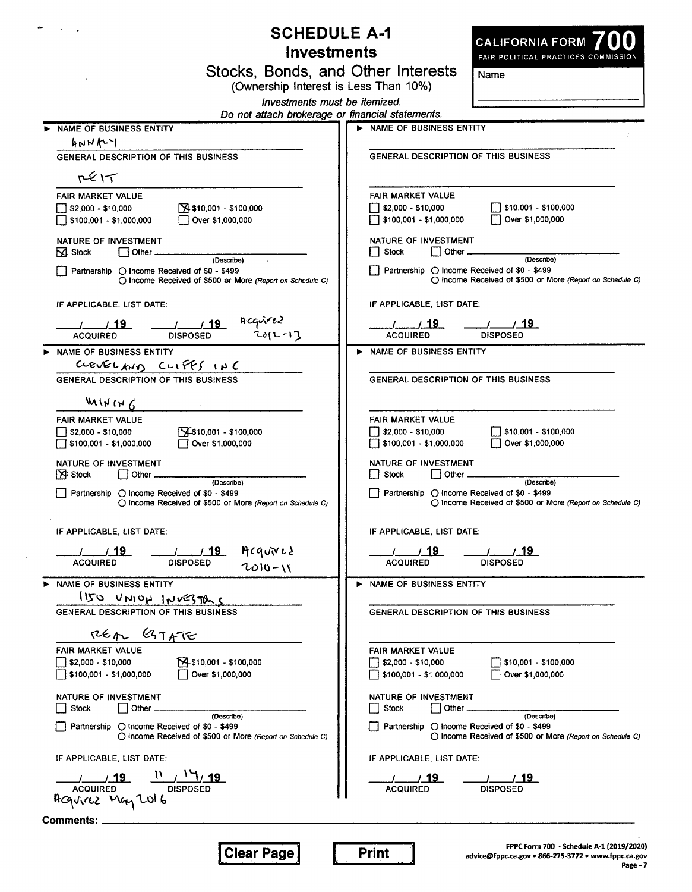# SCHEDULE A-1
## Investments
### Stocks, Bonds, and Other Interests
(Ownership Interest is Less Than 10%)

*Investments must be itemized.*
*Do not attach brokerage or financial statements.*

**CALIFORNIA FORM 700**
FAIR POLITICAL PRACTICES COMMISSION

Name

---

**NAME OF BUSINESS ENTITY**
ANNALY

**GENERAL DESCRIPTION OF THIS BUSINESS**
REIT

**FAIR MARKET VALUE**
- [ ] $2,000 - $10,000
- [x] $10,001 - $100,000
- [ ] $100,001 - $1,000,000
- [ ] Over $1,000,000

**NATURE OF INVESTMENT**
- [x] Stock
- [ ] Other (Describe)
- [ ] Partnership ○ Income Received of $0 - $499 ○ Income Received of $500 or More *(Report on Schedule C)*

**IF APPLICABLE, LIST DATE:**
___/___/19 ACQUIRED ___/___/19 DISPOSED

Acquired 2012-13

---

**NAME OF BUSINESS ENTITY**
CLEVELAND CLIFFS INC

**GENERAL DESCRIPTION OF THIS BUSINESS**
MINING

**FAIR MARKET VALUE**
- [ ] $2,000 - $10,000
- [x] $10,001 - $100,000
- [ ] $100,001 - $1,000,000
- [ ] Over $1,000,000

**NATURE OF INVESTMENT**
- [x] Stock
- [ ] Other (Describe)
- [ ] Partnership ○ Income Received of $0 - $499 ○ Income Received of $500 or More *(Report on Schedule C)*

**IF APPLICABLE, LIST DATE:**
___/___/19 ACQUIRED ___/___/19 DISPOSED

Acquired 2010-11

---

**NAME OF BUSINESS ENTITY**
1150 UNION INVESTORS

**GENERAL DESCRIPTION OF THIS BUSINESS**
REAL ESTATE

**FAIR MARKET VALUE**
- [ ] $2,000 - $10,000
- [x] $10,001 - $100,000
- [ ] $100,001 - $1,000,000
- [ ] Over $1,000,000

**NATURE OF INVESTMENT**
- [ ] Stock
- [ ] Other (Describe)
- [ ] Partnership ○ Income Received of $0 - $499 ○ Income Received of $500 or More *(Report on Schedule C)*

**IF APPLICABLE, LIST DATE:**
___/___/19 ACQUIRED 11/14/19 DISPOSED

Acquired May 2016

---

**Comments:** ______

FPPC Form 700 - Schedule A-1 (2019/2020)
advice@fppc.ca.gov • 866-275-3772 • www.fppc.ca.gov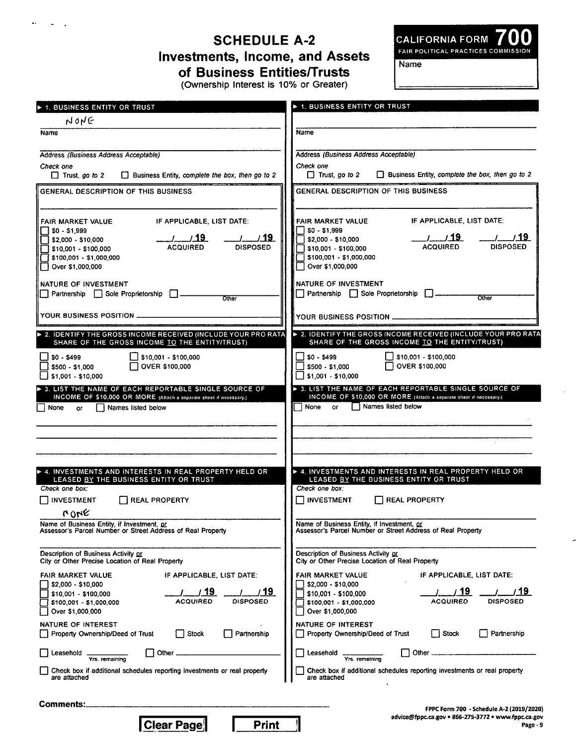# SCHEDULE A-2
## Investments, Income, and Assets of Business Entities/Trusts
(Ownership Interest is 10% or Greater)

**CALIFORNIA FORM 700**
FAIR POLITICAL PRACTICES COMMISSION

Name

---

### ► 1. BUSINESS ENTITY OR TRUST

NONE

Name

Address *(Business Address Acceptable)*

*Check one*

☐ Trust, *go to 2* ☐ Business Entity, *complete the box, then go to 2*

**GENERAL DESCRIPTION OF THIS BUSINESS**

FAIR MARKET VALUE
☐ $0 - $1,999
☐ $2,000 - $10,000
☐ $10,001 - $100,000
☐ $100,001 - $1,000,000
☐ Over $1,000,000

IF APPLICABLE, LIST DATE:
___/___/19___ ACQUIRED ___/___/19___ DISPOSED

NATURE OF INVESTMENT
☐ Partnership ☐ Sole Proprietorship ☐ ________ Other

YOUR BUSINESS POSITION ________

### ► 2. IDENTIFY THE GROSS INCOME RECEIVED (INCLUDE YOUR PRO RATA SHARE OF THE GROSS INCOME TO THE ENTITY/TRUST)

☐ $0 - $499
☐ $500 - $1,000
☐ $1,001 - $10,000
☐ $10,001 - $100,000
☐ OVER $100,000

### ► 3. LIST THE NAME OF EACH REPORTABLE SINGLE SOURCE OF INCOME OF $10,000 OR MORE (Attach a separate sheet if necessary.)

☐ None or ☐ Names listed below

### ► 4. INVESTMENTS AND INTERESTS IN REAL PROPERTY HELD OR LEASED BY THE BUSINESS ENTITY OR TRUST

*Check one box:*

☐ INVESTMENT ☐ REAL PROPERTY

NONE

Name of Business Entity, if Investment, or Assessor's Parcel Number or Street Address of Real Property

Description of Business Activity or City or Other Precise Location of Real Property

FAIR MARKET VALUE
☐ $2,000 - $10,000
☐ $10,001 - $100,000
☐ $100,001 - $1,000,000
☐ Over $1,000,000

IF APPLICABLE, LIST DATE:
___/___/19___ ACQUIRED ___/___/19___ DISPOSED

NATURE OF INTEREST
☐ Property Ownership/Deed of Trust ☐ Stock ☐ Partnership

☐ Leasehold ________ Yrs. remaining ☐ Other ________

☐ Check box if additional schedules reporting investments or real property are attached

---

### ► 1. BUSINESS ENTITY OR TRUST

Name

Address *(Business Address Acceptable)*

*Check one*

☐ Trust, *go to 2* ☐ Business Entity, *complete the box, then go to 2*

**GENERAL DESCRIPTION OF THIS BUSINESS**

FAIR MARKET VALUE
☐ $0 - $1,999
☐ $2,000 - $10,000
☐ $10,001 - $100,000
☐ $100,001 - $1,000,000
☐ Over $1,000,000

IF APPLICABLE, LIST DATE:
___/___/19___ ACQUIRED ___/___/19___ DISPOSED

NATURE OF INVESTMENT
☐ Partnership ☐ Sole Proprietorship ☐ ________ Other

YOUR BUSINESS POSITION ________

### ► 2. IDENTIFY THE GROSS INCOME RECEIVED (INCLUDE YOUR PRO RATA SHARE OF THE GROSS INCOME TO THE ENTITY/TRUST)

☐ $0 - $499
☐ $500 - $1,000
☐ $1,001 - $10,000
☐ $10,001 - $100,000
☐ OVER $100,000

### ► 3. LIST THE NAME OF EACH REPORTABLE SINGLE SOURCE OF INCOME OF $10,000 OR MORE (Attach a separate sheet if necessary.)

☐ None or ☐ Names listed below

### ► 4. INVESTMENTS AND INTERESTS IN REAL PROPERTY HELD OR LEASED BY THE BUSINESS ENTITY OR TRUST

*Check one box:*

☐ INVESTMENT ☐ REAL PROPERTY

Name of Business Entity, if Investment, or Assessor's Parcel Number or Street Address of Real Property

Description of Business Activity or City or Other Precise Location of Real Property

FAIR MARKET VALUE
☐ $2,000 - $10,000
☐ $10,001 - $100,000
☐ $100,001 - $1,000,000
☐ Over $1,000,000

IF APPLICABLE, LIST DATE:
___/___/19___ ACQUIRED ___/___/19___ DISPOSED

NATURE OF INTEREST
☐ Property Ownership/Deed of Trust ☐ Stock ☐ Partnership

☐ Leasehold ________ Yrs. remaining ☐ Other ________

☐ Check box if additional schedules reporting investments or real property are attached

---

**Comments:** ________

Clear Page | Print

FPPC Form 700 - Schedule A-2 (2019/2020)
advice@fppc.ca.gov • 866-275-3772 • www.fppc.ca.gov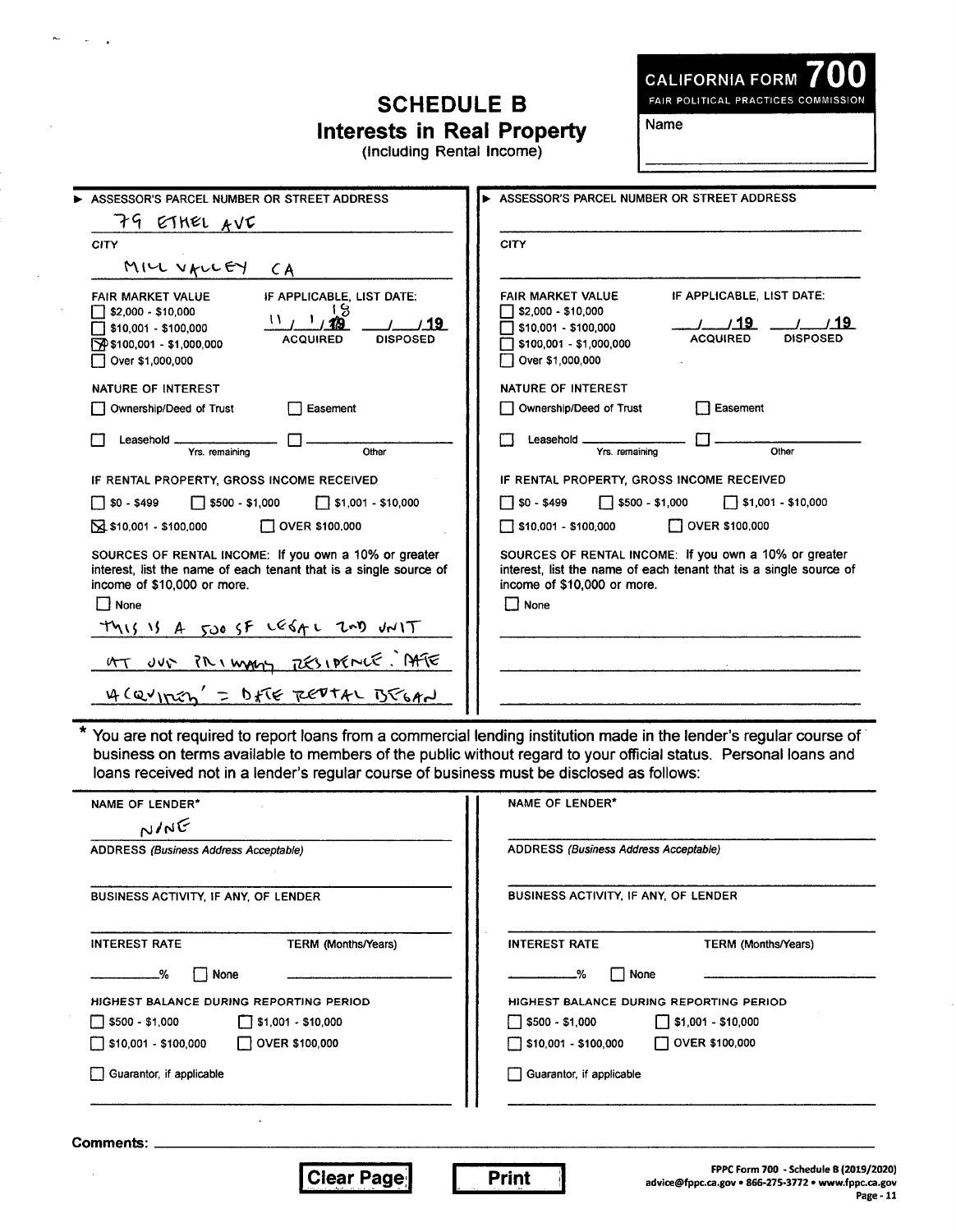# SCHEDULE B

## Interests in Real Property

(Including Rental Income)

**CALIFORNIA FORM 700**
FAIR POLITICAL PRACTICES COMMISSION

Name

---

**► ASSESSOR'S PARCEL NUMBER OR STREET ADDRESS**

79 ETHEL AVE

**CITY**

MILL VALLEY CA

**FAIR MARKET VALUE**
- [ ] $2,000 - $10,000
- [ ] $10,001 - $100,000
- [x] $100,001 - $1,000,000
- [ ] Over $1,000,000

**IF APPLICABLE, LIST DATE:**

11 / 1 / 18 ACQUIRED ___ / ___ / 19 DISPOSED

**NATURE OF INTEREST**
- [ ] Ownership/Deed of Trust
- [ ] Easement
- [ ] Leasehold ______ Yrs. remaining
- [ ] ______ Other

**IF RENTAL PROPERTY, GROSS INCOME RECEIVED**
- [ ] $0 - $499
- [ ] $500 - $1,000
- [ ] $1,001 - $10,000
- [x] $10,001 - $100,000
- [ ] OVER $100,000

**SOURCES OF RENTAL INCOME:** If you own a 10% or greater interest, list the name of each tenant that is a single source of income of $10,000 or more.
- [ ] None

THIS IS A 500 SF LEGAL 2ND UNIT AT OUR PRIMARY RESIDENCE. DATE 'ACQUIRED' = DATE RENTAL BEGAN

---

**► ASSESSOR'S PARCEL NUMBER OR STREET ADDRESS**

**CITY**

**FAIR MARKET VALUE**
- [ ] $2,000 - $10,000
- [ ] $10,001 - $100,000
- [ ] $100,001 - $1,000,000
- [ ] Over $1,000,000

**IF APPLICABLE, LIST DATE:**

___ / ___ / 19 ACQUIRED ___ / ___ / 19 DISPOSED

**NATURE OF INTEREST**
- [ ] Ownership/Deed of Trust
- [ ] Easement
- [ ] Leasehold ______ Yrs. remaining
- [ ] ______ Other

**IF RENTAL PROPERTY, GROSS INCOME RECEIVED**
- [ ] $0 - $499
- [ ] $500 - $1,000
- [ ] $1,001 - $10,000
- [ ] $10,001 - $100,000
- [ ] OVER $100,000

**SOURCES OF RENTAL INCOME:** If you own a 10% or greater interest, list the name of each tenant that is a single source of income of $10,000 or more.
- [ ] None

---

\* You are not required to report loans from a commercial lending institution made in the lender's regular course of business on terms available to members of the public without regard to your official status. Personal loans and loans received not in a lender's regular course of business must be disclosed as follows:

**NAME OF LENDER\***

NONE

**ADDRESS** *(Business Address Acceptable)*

**BUSINESS ACTIVITY, IF ANY, OF LENDER**

**INTEREST RATE** ______% [ ] None **TERM (Months/Years)**

**HIGHEST BALANCE DURING REPORTING PERIOD**
- [ ] $500 - $1,000
- [ ] $1,001 - $10,000
- [ ] $10,001 - $100,000
- [ ] OVER $100,000

- [ ] Guarantor, if applicable

---

**NAME OF LENDER\***

**ADDRESS** *(Business Address Acceptable)*

**BUSINESS ACTIVITY, IF ANY, OF LENDER**

**INTEREST RATE** ______% [ ] None **TERM (Months/Years)**

**HIGHEST BALANCE DURING REPORTING PERIOD**
- [ ] $500 - $1,000
- [ ] $1,001 - $10,000
- [ ] $10,001 - $100,000
- [ ] OVER $100,000

- [ ] Guarantor, if applicable

---

**Comments:** ______

FPPC Form 700 - Schedule B (2019/2020)
advice@fppc.ca.gov • 866-275-3772 • www.fppc.ca.gov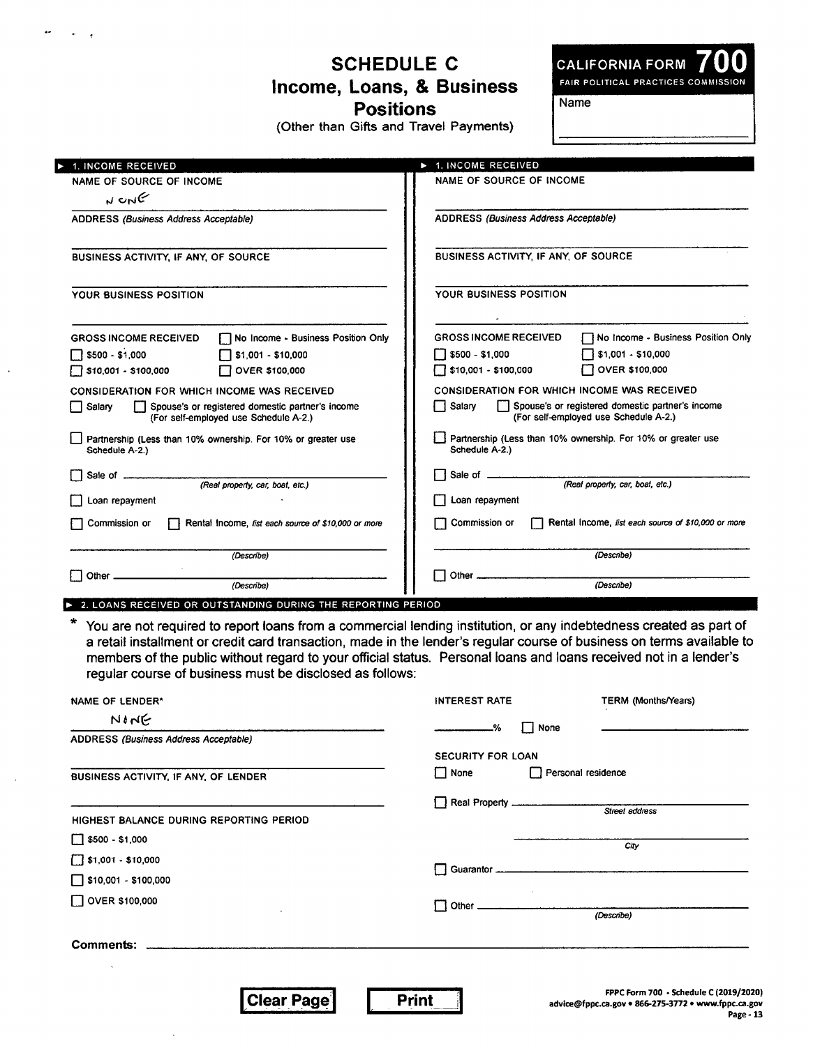# SCHEDULE C
## Income, Loans, & Business Positions
(Other than Gifts and Travel Payments)

**CALIFORNIA FORM 700**
FAIR POLITICAL PRACTICES COMMISSION

Name ______________________

### ▶ 1. INCOME RECEIVED

NAME OF SOURCE OF INCOME

NONE

ADDRESS *(Business Address Acceptable)*

BUSINESS ACTIVITY, IF ANY, OF SOURCE

YOUR BUSINESS POSITION

GROSS INCOME RECEIVED ☐ No Income - Business Position Only

☐ $500 - $1,000 ☐ $1,001 - $10,000

☐ $10,001 - $100,000 ☐ OVER $100,000

CONSIDERATION FOR WHICH INCOME WAS RECEIVED

☐ Salary ☐ Spouse's or registered domestic partner's income (For self-employed use Schedule A-2.)

☐ Partnership (Less than 10% ownership. For 10% or greater use Schedule A-2.)

☐ Sale of ______________________ *(Real property, car, boat, etc.)*

☐ Loan repayment

☐ Commission or ☐ Rental Income, *list each source of $10,000 or more*

______________________ *(Describe)*

☐ Other ______________________ *(Describe)*

### ▶ 1. INCOME RECEIVED

NAME OF SOURCE OF INCOME

ADDRESS *(Business Address Acceptable)*

BUSINESS ACTIVITY, IF ANY, OF SOURCE

YOUR BUSINESS POSITION

GROSS INCOME RECEIVED ☐ No Income - Business Position Only

☐ $500 - $1,000 ☐ $1,001 - $10,000

☐ $10,001 - $100,000 ☐ OVER $100,000

CONSIDERATION FOR WHICH INCOME WAS RECEIVED

☐ Salary ☐ Spouse's or registered domestic partner's income (For self-employed use Schedule A-2.)

☐ Partnership (Less than 10% ownership. For 10% or greater use Schedule A-2.)

☐ Sale of ______________________ *(Real property, car, boat, etc.)*

☐ Loan repayment

☐ Commission or ☐ Rental Income, *list each source of $10,000 or more*

______________________ *(Describe)*

☐ Other ______________________ *(Describe)*

### ▶ 2. LOANS RECEIVED OR OUTSTANDING DURING THE REPORTING PERIOD

\* You are not required to report loans from a commercial lending institution, or any indebtedness created as part of a retail installment or credit card transaction, made in the lender's regular course of business on terms available to members of the public without regard to your official status. Personal loans and loans received not in a lender's regular course of business must be disclosed as follows:

NAME OF LENDER*

NONE

ADDRESS *(Business Address Acceptable)*

BUSINESS ACTIVITY, IF ANY, OF LENDER

HIGHEST BALANCE DURING REPORTING PERIOD

☐ $500 - $1,000

☐ $1,001 - $10,000

☐ $10,001 - $100,000

☐ OVER $100,000

INTEREST RATE ________% ☐ None

TERM (Months/Years) ______________________

SECURITY FOR LOAN

☐ None ☐ Personal residence

☐ Real Property ______________________ *Street address*

______________________ *City*

☐ Guarantor ______________________

☐ Other ______________________ *(Describe)*

**Comments:** ______________________

FPPC Form 700 - Schedule C (2019/2020)
advice@fppc.ca.gov • 866-275-3772 • www.fppc.ca.gov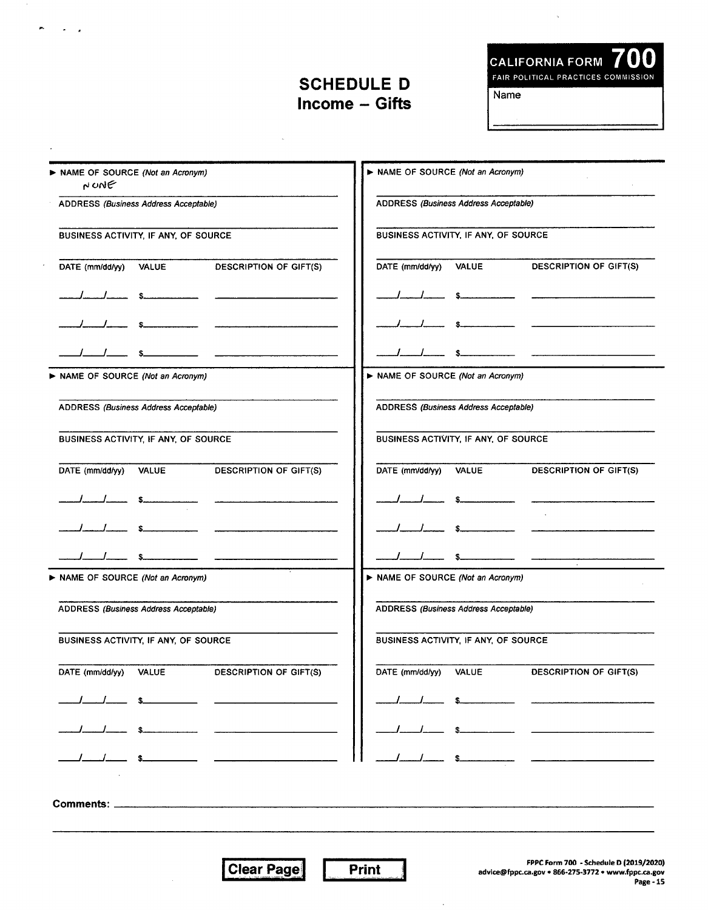# SCHEDULE D
## Income – Gifts

**CALIFORNIA FORM 700**
FAIR POLITICAL PRACTICES COMMISSION

Name

---

► NAME OF SOURCE *(Not an Acronym)*
NONE

ADDRESS *(Business Address Acceptable)*

BUSINESS ACTIVITY, IF ANY, OF SOURCE

| DATE (mm/dd/yy) | VALUE | DESCRIPTION OF GIFT(S) |
|---|---|---|
| / / | $ | |
| / / | $ | |
| / / | $ | |

► NAME OF SOURCE *(Not an Acronym)*

ADDRESS *(Business Address Acceptable)*

BUSINESS ACTIVITY, IF ANY, OF SOURCE

| DATE (mm/dd/yy) | VALUE | DESCRIPTION OF GIFT(S) |
|---|---|---|
| / / | $ | |
| / / | $ | |
| / / | $ | |

► NAME OF SOURCE *(Not an Acronym)*

ADDRESS *(Business Address Acceptable)*

BUSINESS ACTIVITY, IF ANY, OF SOURCE

| DATE (mm/dd/yy) | VALUE | DESCRIPTION OF GIFT(S) |
|---|---|---|
| / / | $ | |
| / / | $ | |
| / / | $ | |

► NAME OF SOURCE *(Not an Acronym)*

ADDRESS *(Business Address Acceptable)*

BUSINESS ACTIVITY, IF ANY, OF SOURCE

| DATE (mm/dd/yy) | VALUE | DESCRIPTION OF GIFT(S) |
|---|---|---|
| / / | $ | |
| / / | $ | |
| / / | $ | |

► NAME OF SOURCE *(Not an Acronym)*

ADDRESS *(Business Address Acceptable)*

BUSINESS ACTIVITY, IF ANY, OF SOURCE

| DATE (mm/dd/yy) | VALUE | DESCRIPTION OF GIFT(S) |
|---|---|---|
| / / | $ | |
| / / | $ | |
| / / | $ | |

► NAME OF SOURCE *(Not an Acronym)*

ADDRESS *(Business Address Acceptable)*

BUSINESS ACTIVITY, IF ANY, OF SOURCE

| DATE (mm/dd/yy) | VALUE | DESCRIPTION OF GIFT(S) |
|---|---|---|
| / / | $ | |
| / / | $ | |
| / / | $ | |

**Comments:**

Clear Page | Print

FPPC Form 700 - Schedule D (2019/2020)
advice@fppc.ca.gov • 866-275-3772 • www.fppc.ca.gov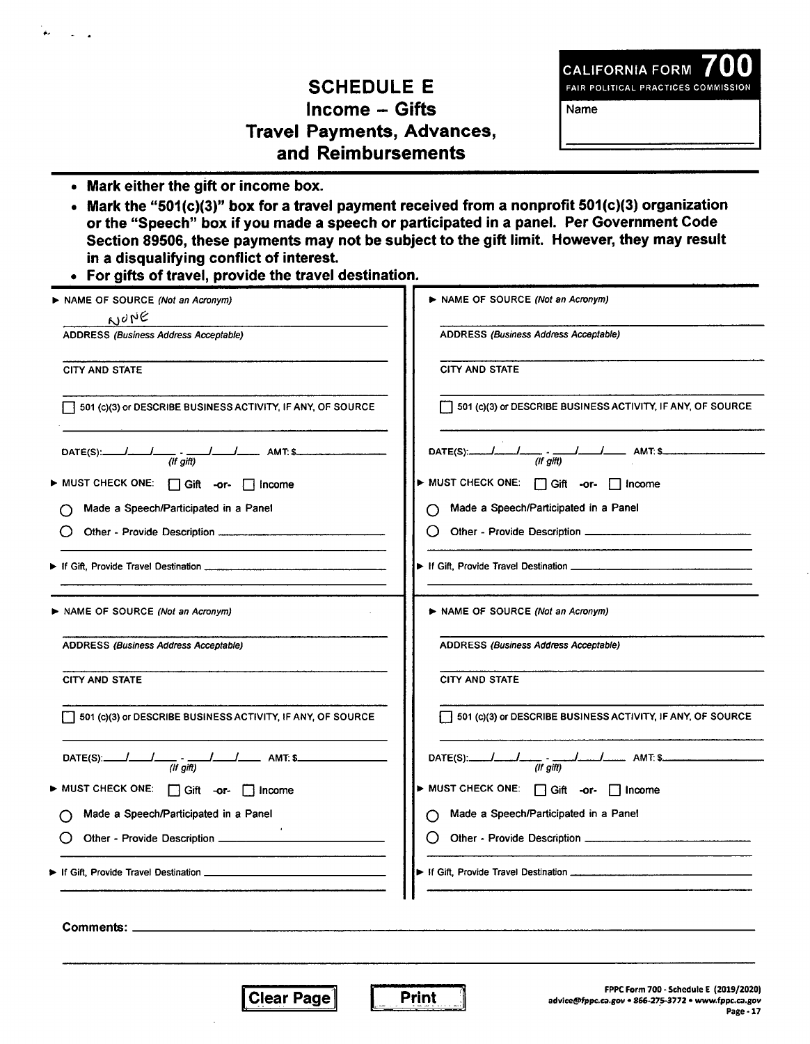# SCHEDULE E
## Income – Gifts
## Travel Payments, Advances, and Reimbursements

**CALIFORNIA FORM 700**
FAIR POLITICAL PRACTICES COMMISSION

Name ______________________

- **Mark either the gift or income box.**
- **Mark the "501(c)(3)" box for a travel payment received from a nonprofit 501(c)(3) organization or the "Speech" box if you made a speech or participated in a panel. Per Government Code Section 89506, these payments may not be subject to the gift limit. However, they may result in a disqualifying conflict of interest.**
- **For gifts of travel, provide the travel destination.**

---

► NAME OF SOURCE *(Not an Acronym)*

NONE

ADDRESS *(Business Address Acceptable)*

CITY AND STATE

☐ 501 (c)(3) or DESCRIBE BUSINESS ACTIVITY, IF ANY, OF SOURCE

DATE(S): \_\_/\_\_/\_\_ - \_\_/\_\_/\_\_ *(If gift)* AMT: $\_\_\_\_\_\_

► MUST CHECK ONE: ☐ Gift -or- ☐ Income

○ Made a Speech/Participated in a Panel

○ Other - Provide Description \_\_\_\_\_\_\_\_\_\_\_\_\_\_\_\_\_\_

► If Gift, Provide Travel Destination \_\_\_\_\_\_\_\_\_\_\_\_\_\_\_\_\_\_

---

► NAME OF SOURCE *(Not an Acronym)*

ADDRESS *(Business Address Acceptable)*

CITY AND STATE

☐ 501 (c)(3) or DESCRIBE BUSINESS ACTIVITY, IF ANY, OF SOURCE

DATE(S): \_\_/\_\_/\_\_ - \_\_/\_\_/\_\_ *(If gift)* AMT: $\_\_\_\_\_\_

► MUST CHECK ONE: ☐ Gift -or- ☐ Income

○ Made a Speech/Participated in a Panel

○ Other - Provide Description \_\_\_\_\_\_\_\_\_\_\_\_\_\_\_\_\_\_

► If Gift, Provide Travel Destination \_\_\_\_\_\_\_\_\_\_\_\_\_\_\_\_\_\_

---

► NAME OF SOURCE *(Not an Acronym)*

ADDRESS *(Business Address Acceptable)*

CITY AND STATE

☐ 501 (c)(3) or DESCRIBE BUSINESS ACTIVITY, IF ANY, OF SOURCE

DATE(S): \_\_/\_\_/\_\_ - \_\_/\_\_/\_\_ *(If gift)* AMT: $\_\_\_\_\_\_

► MUST CHECK ONE: ☐ Gift -or- ☐ Income

○ Made a Speech/Participated in a Panel

○ Other - Provide Description \_\_\_\_\_\_\_\_\_\_\_\_\_\_\_\_\_\_

► If Gift, Provide Travel Destination \_\_\_\_\_\_\_\_\_\_\_\_\_\_\_\_\_\_

---

► NAME OF SOURCE *(Not an Acronym)*

ADDRESS *(Business Address Acceptable)*

CITY AND STATE

☐ 501 (c)(3) or DESCRIBE BUSINESS ACTIVITY, IF ANY, OF SOURCE

DATE(S): \_\_/\_\_/\_\_ - \_\_/\_\_/\_\_ *(If gift)* AMT: $\_\_\_\_\_\_

► MUST CHECK ONE: ☐ Gift -or- ☐ Income

○ Made a Speech/Participated in a Panel

○ Other - Provide Description \_\_\_\_\_\_\_\_\_\_\_\_\_\_\_\_\_\_

► If Gift, Provide Travel Destination \_\_\_\_\_\_\_\_\_\_\_\_\_\_\_\_\_\_

---

**Comments:** \_\_\_\_\_\_\_\_\_\_\_\_\_\_\_\_\_\_\_\_\_\_\_\_\_\_\_\_\_\_\_\_\_\_\_\_

Clear Page | Print

FPPC Form 700 - Schedule E (2019/2020)
advice@fppc.ca.gov • 866-275-3772 • www.fppc.ca.gov